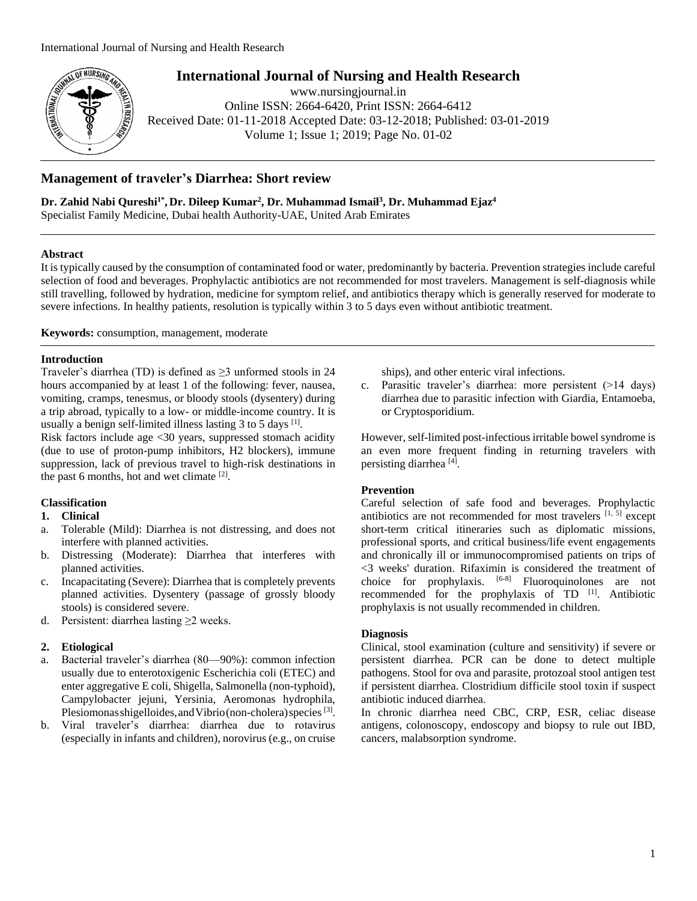# International Journal of Nursing and Health Research

www.nursingjournal.in
Online ISSN: 2664-6420, Print ISSN: 2664-6412
Received Date: 01-11-2018 Accepted Date: 03-12-2018; Published: 03-01-2019
Volume 1; Issue 1; 2019; Page No. 01-02

## Management of traveler's Diarrhea: Short review

**Dr. Zahid Nabi Qureshi[1*], Dr. Dileep Kumar[2], Dr. Muhammad Ismail[3], Dr. Muhammad Ejaz[4]**
Specialist Family Medicine, Dubai health Authority-UAE, United Arab Emirates

### Abstract

It is typically caused by the consumption of contaminated food or water, predominantly by bacteria. Prevention strategies include careful selection of food and beverages. Prophylactic antibiotics are not recommended for most travelers. Management is self-diagnosis while still travelling, followed by hydration, medicine for symptom relief, and antibiotics therapy which is generally reserved for moderate to severe infections. In healthy patients, resolution is typically within 3 to 5 days even without antibiotic treatment.

**Keywords:** consumption, management, moderate

### Introduction

Traveler's diarrhea (TD) is defined as ≥3 unformed stools in 24 hours accompanied by at least 1 of the following: fever, nausea, vomiting, cramps, tenesmus, or bloody stools (dysentery) during a trip abroad, typically to a low- or middle-income country. It is usually a benign self-limited illness lasting 3 to 5 days [1].

Risk factors include age <30 years, suppressed stomach acidity (due to use of proton-pump inhibitors, H2 blockers), immune suppression, lack of previous travel to high-risk destinations in the past 6 months, hot and wet climate [2].

### Classification

**1. Clinical**

a. Tolerable (Mild): Diarrhea is not distressing, and does not interfere with planned activities.
b. Distressing (Moderate): Diarrhea that interferes with planned activities.
c. Incapacitating (Severe): Diarrhea that is completely prevents planned activities. Dysentery (passage of grossly bloody stools) is considered severe.
d. Persistent: diarrhea lasting ≥2 weeks.

**2. Etiological**

a. Bacterial traveler's diarrhea (80—90%): common infection usually due to enterotoxigenic Escherichia coli (ETEC) and enter aggregative E coli, Shigella, Salmonella (non-typhoid), Campylobacter jejuni, Yersinia, Aeromonas hydrophila, Plesiomonas shigelloides, and Vibrio (non-cholera) species [3].
b. Viral traveler's diarrhea: diarrhea due to rotavirus (especially in infants and children), norovirus (e.g., on cruise ships), and other enteric viral infections.
c. Parasitic traveler's diarrhea: more persistent (>14 days) diarrhea due to parasitic infection with Giardia, Entamoeba, or Cryptosporidium.

However, self-limited post-infectious irritable bowel syndrome is an even more frequent finding in returning travelers with persisting diarrhea [4].

### Prevention

Careful selection of safe food and beverages. Prophylactic antibiotics are not recommended for most travelers [1, 5] except short-term critical itineraries such as diplomatic missions, professional sports, and critical business/life event engagements and chronically ill or immunocompromised patients on trips of <3 weeks' duration. Rifaximin is considered the treatment of choice for prophylaxis. [6-8] Fluoroquinolones are not recommended for the prophylaxis of TD [1]. Antibiotic prophylaxis is not usually recommended in children.

### Diagnosis

Clinical, stool examination (culture and sensitivity) if severe or persistent diarrhea. PCR can be done to detect multiple pathogens. Stool for ova and parasite, protozoal stool antigen test if persistent diarrhea. Clostridium difficile stool toxin if suspect antibiotic induced diarrhea.

In chronic diarrhea need CBC, CRP, ESR, celiac disease antigens, colonoscopy, endoscopy and biopsy to rule out IBD, cancers, malabsorption syndrome.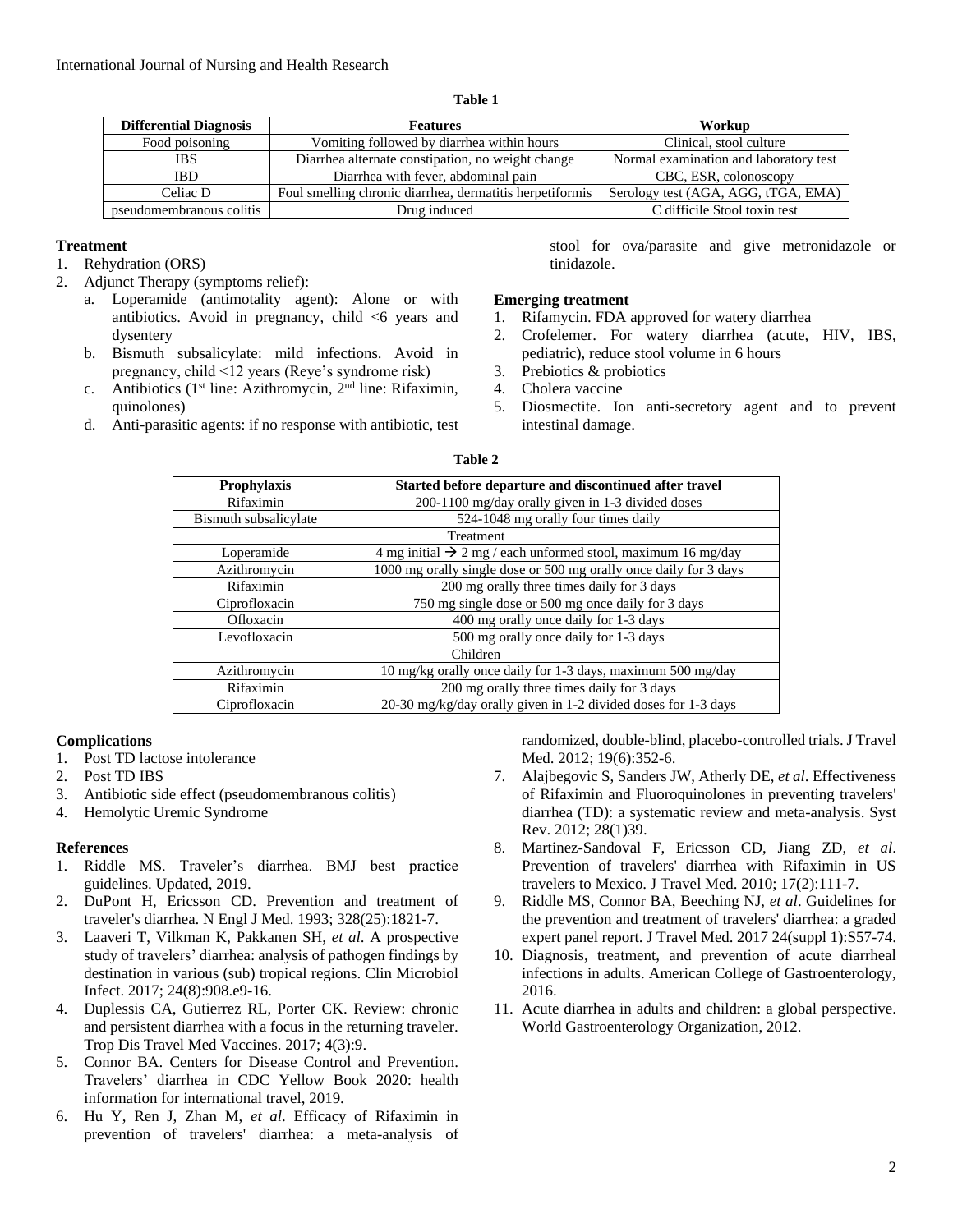**Table 1**

| Differential Diagnosis | Features | Workup |
|---|---|---|
| Food poisoning | Vomiting followed by diarrhea within hours | Clinical, stool culture |
| IBS | Diarrhea alternate constipation, no weight change | Normal examination and laboratory test |
| IBD | Diarrhea with fever, abdominal pain | CBC, ESR, colonoscopy |
| Celiac D | Foul smelling chronic diarrhea, dermatitis herpetiformis | Serology test (AGA, AGG, tTGA, EMA) |
| pseudomembranous colitis | Drug induced | C difficile Stool toxin test |

**Treatment**

1. Rehydration (ORS)
2. Adjunct Therapy (symptoms relief):
   a. Loperamide (antimotality agent): Alone or with antibiotics. Avoid in pregnancy, child <6 years and dysentery
   b. Bismuth subsalicylate: mild infections. Avoid in pregnancy, child <12 years (Reye's syndrome risk)
   c. Antibiotics (1st line: Azithromycin, 2nd line: Rifaximin, quinolones)
   d. Anti-parasitic agents: if no response with antibiotic, test stool for ova/parasite and give metronidazole or tinidazole.

**Emerging treatment**

1. Rifamycin. FDA approved for watery diarrhea
2. Crofelemer. For watery diarrhea (acute, HIV, IBS, pediatric), reduce stool volume in 6 hours
3. Prebiotics & probiotics
4. Cholera vaccine
5. Diosmectite. Ion anti-secretory agent and to prevent intestinal damage.

**Table 2**

| Prophylaxis | Started before departure and discontinued after travel |
|---|---|
| Rifaximin | 200-1100 mg/day orally given in 1-3 divided doses |
| Bismuth subsalicylate | 524-1048 mg orally four times daily |
| Treatment | |
| Loperamide | 4 mg initial → 2 mg / each unformed stool, maximum 16 mg/day |
| Azithromycin | 1000 mg orally single dose or 500 mg orally once daily for 3 days |
| Rifaximin | 200 mg orally three times daily for 3 days |
| Ciprofloxacin | 750 mg single dose or 500 mg once daily for 3 days |
| Ofloxacin | 400 mg orally once daily for 1-3 days |
| Levofloxacin | 500 mg orally once daily for 1-3 days |
| Children | |
| Azithromycin | 10 mg/kg orally once daily for 1-3 days, maximum 500 mg/day |
| Rifaximin | 200 mg orally three times daily for 3 days |
| Ciprofloxacin | 20-30 mg/kg/day orally given in 1-2 divided doses for 1-3 days |

**Complications**

1. Post TD lactose intolerance
2. Post TD IBS
3. Antibiotic side effect (pseudomembranous colitis)
4. Hemolytic Uremic Syndrome

**References**

1. Riddle MS. Traveler's diarrhea. BMJ best practice guidelines. Updated, 2019.
2. DuPont H, Ericsson CD. Prevention and treatment of traveler's diarrhea. N Engl J Med. 1993; 328(25):1821-7.
3. Laaveri T, Vilkman K, Pakkanen SH, *et al*. A prospective study of travelers' diarrhea: analysis of pathogen findings by destination in various (sub) tropical regions. Clin Microbiol Infect. 2017; 24(8):908.e9-16.
4. Duplessis CA, Gutierrez RL, Porter CK. Review: chronic and persistent diarrhea with a focus in the returning traveler. Trop Dis Travel Med Vaccines. 2017; 4(3):9.
5. Connor BA. Centers for Disease Control and Prevention. Travelers' diarrhea in CDC Yellow Book 2020: health information for international travel, 2019.
6. Hu Y, Ren J, Zhan M, *et al*. Efficacy of Rifaximin in prevention of travelers' diarrhea: a meta-analysis of randomized, double-blind, placebo-controlled trials. J Travel Med. 2012; 19(6):352-6.
7. Alajbegovic S, Sanders JW, Atherly DE, *et al*. Effectiveness of Rifaximin and Fluoroquinolones in preventing travelers' diarrhea (TD): a systematic review and meta-analysis. Syst Rev. 2012; 28(1)39.
8. Martinez-Sandoval F, Ericsson CD, Jiang ZD, *et al*. Prevention of travelers' diarrhea with Rifaximin in US travelers to Mexico. J Travel Med. 2010; 17(2):111-7.
9. Riddle MS, Connor BA, Beeching NJ, *et al*. Guidelines for the prevention and treatment of travelers' diarrhea: a graded expert panel report. J Travel Med. 2017 24(suppl 1):S57-74.
10. Diagnosis, treatment, and prevention of acute diarrheal infections in adults. American College of Gastroenterology, 2016.
11. Acute diarrhea in adults and children: a global perspective. World Gastroenterology Organization, 2012.